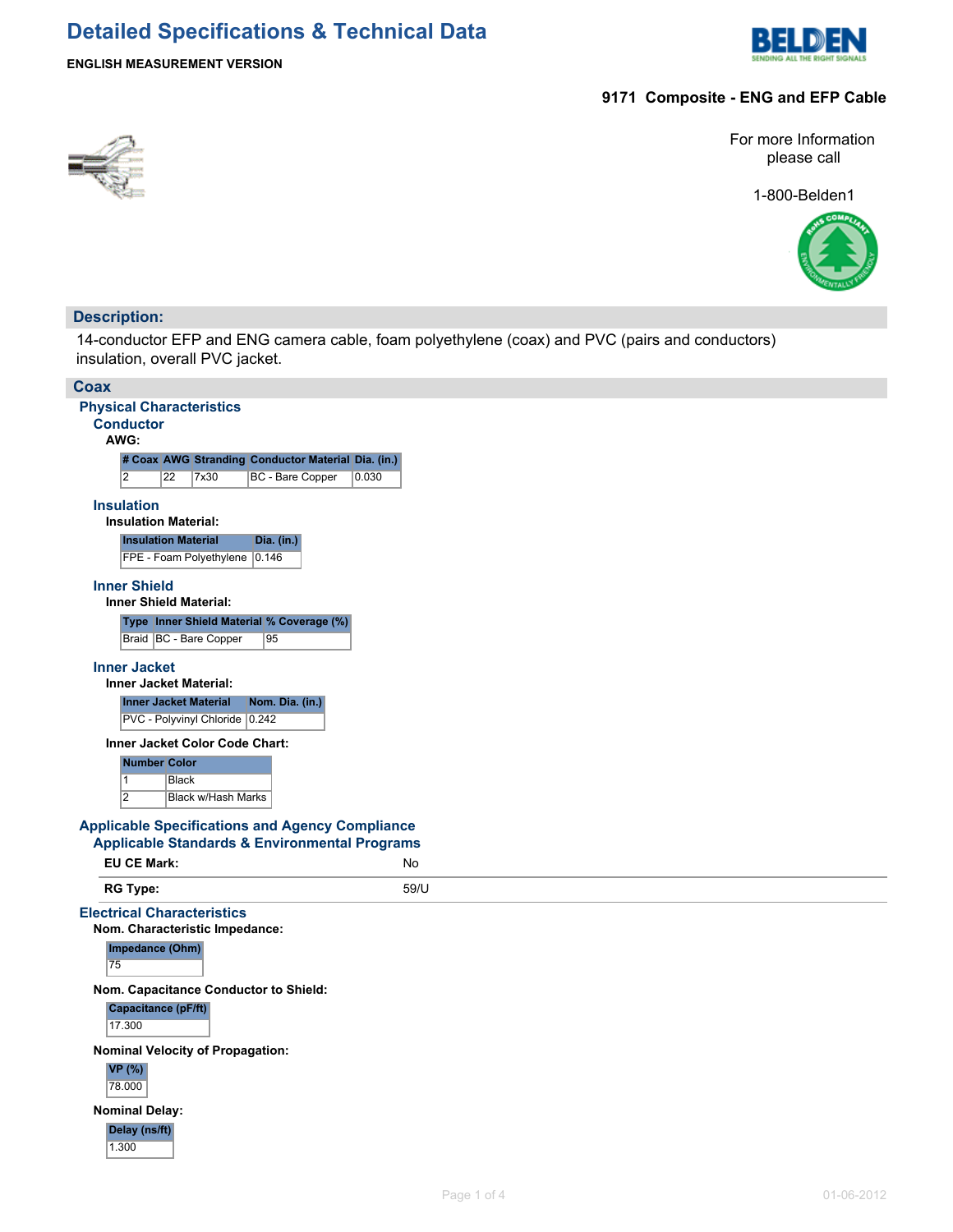# Detailed Specifications & Technical Data

**ENGLISH MEASUREMENT VERSION**

**9171 Composite - ENG and EFP Cable**

For more Information please call

1-800-Belden1

## Description:

14-conductor EFP and ENG camera cable, foam polyethylene (coax) and PVC (pairs and conductors) insulation, overall PVC jacket.

## Coax

### Physical Characteristics

#### Conductor

**AWG:**

| # Coax | AWG | Stranding | Conductor Material | Dia. (in.) |
|---|---|---|---|---|
| 2 | 22 | 7x30 | BC - Bare Copper | 0.030 |

#### Insulation

**Insulation Material:**

| Insulation Material | Dia. (in.) |
|---|---|
| FPE - Foam Polyethylene | 0.146 |

#### Inner Shield

**Inner Shield Material:**

| Type | Inner Shield Material | % Coverage (%) |
|---|---|---|
| Braid | BC - Bare Copper | 95 |

#### Inner Jacket

**Inner Jacket Material:**

| Inner Jacket Material | Nom. Dia. (in.) |
|---|---|
| PVC - Polyvinyl Chloride | 0.242 |

**Inner Jacket Color Code Chart:**

| Number | Color |
|---|---|
| 1 | Black |
| 2 | Black w/Hash Marks |

### Applicable Specifications and Agency Compliance

#### Applicable Standards & Environmental Programs

| | |
|---|---|
| **EU CE Mark:** | No |
| **RG Type:** | 59/U |

### Electrical Characteristics

**Nom. Characteristic Impedance:**

| Impedance (Ohm) |
|---|
| 75 |

**Nom. Capacitance Conductor to Shield:**

| Capacitance (pF/ft) |
|---|
| 17.300 |

**Nominal Velocity of Propagation:**

| VP (%) |
|---|
| 78.000 |

**Nominal Delay:**

| Delay (ns/ft) |
|---|
| 1.300 |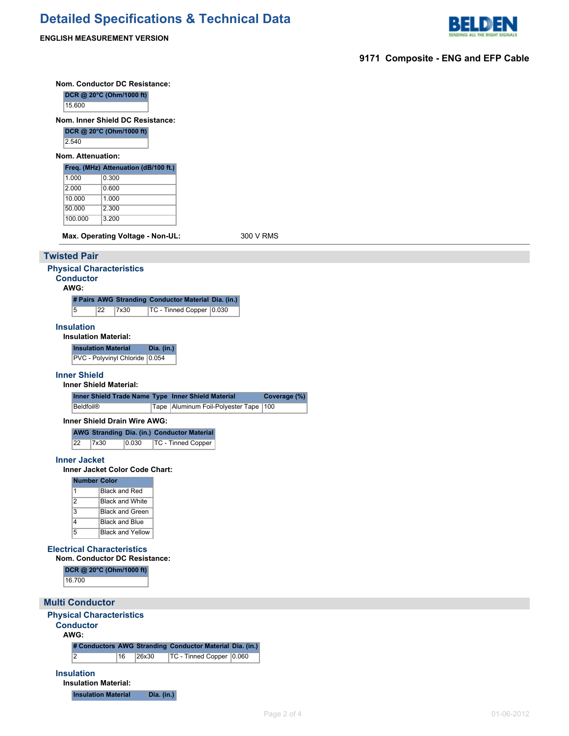# Detailed Specifications & Technical Data

**ENGLISH MEASUREMENT VERSION**

**9171 Composite - ENG and EFP Cable**

**Nom. Conductor DC Resistance:**

| DCR @ 20°C (Ohm/1000 ft) |
|---|
| 15.600 |

**Nom. Inner Shield DC Resistance:**

| DCR @ 20°C (Ohm/1000 ft) |
|---|
| 2.540 |

**Nom. Attenuation:**

| Freq. (MHz) | Attenuation (dB/100 ft.) |
|---|---|
| 1.000 | 0.300 |
| 2.000 | 0.600 |
| 10.000 | 1.000 |
| 50.000 | 2.300 |
| 100.000 | 3.200 |

**Max. Operating Voltage - Non-UL:** 300 V RMS

## Twisted Pair

### Physical Characteristics

#### Conductor

**AWG:**

| # Pairs | AWG | Stranding | Conductor Material | Dia. (in.) |
|---|---|---|---|---|
| 5 | 22 | 7x30 | TC - Tinned Copper | 0.030 |

#### Insulation

**Insulation Material:**

| Insulation Material | Dia. (in.) |
|---|---|
| PVC - Polyvinyl Chloride | 0.054 |

#### Inner Shield

**Inner Shield Material:**

| Inner Shield Trade Name | Type | Inner Shield Material | Coverage (%) |
|---|---|---|---|
| Beldfoil® | Tape | Aluminum Foil-Polyester Tape | 100 |

**Inner Shield Drain Wire AWG:**

| AWG | Stranding | Dia. (in.) | Conductor Material |
|---|---|---|---|
| 22 | 7x30 | 0.030 | TC - Tinned Copper |

#### Inner Jacket

**Inner Jacket Color Code Chart:**

| Number | Color |
|---|---|
| 1 | Black and Red |
| 2 | Black and White |
| 3 | Black and Green |
| 4 | Black and Blue |
| 5 | Black and Yellow |

### Electrical Characteristics

**Nom. Conductor DC Resistance:**

| DCR @ 20°C (Ohm/1000 ft) |
|---|
| 16.700 |

## Multi Conductor

### Physical Characteristics

#### Conductor

**AWG:**

| # Conductors | AWG | Stranding | Conductor Material | Dia. (in.) |
|---|---|---|---|---|
| 2 | 16 | 26x30 | TC - Tinned Copper | 0.060 |

#### Insulation

**Insulation Material:**

| Insulation Material | Dia. (in.) |
|---|---|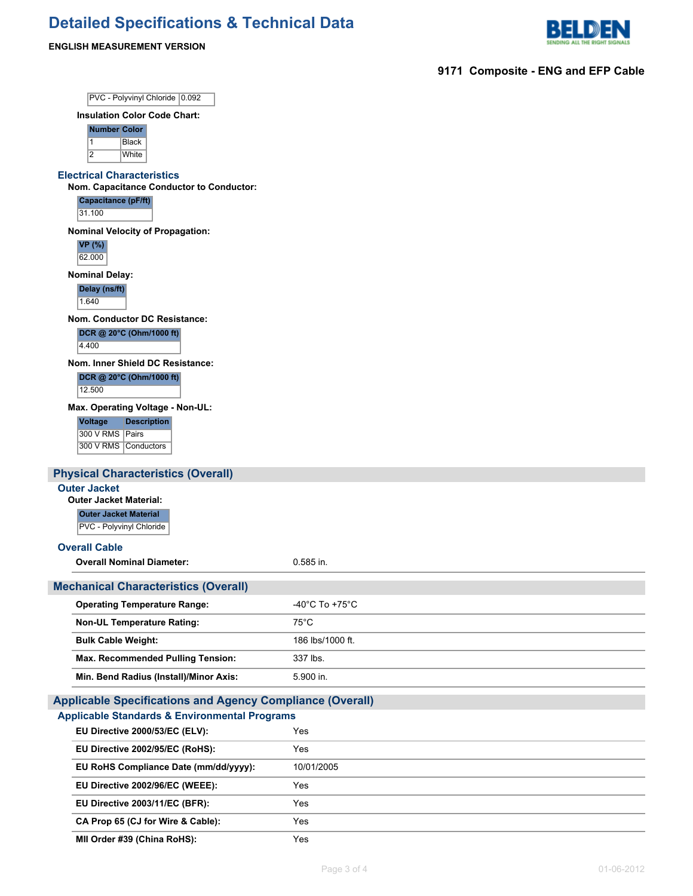| PVC - Polyvinyl Chloride | 0.092 |
|---|---|

**Insulation Color Code Chart:**

| Number | Color |
|---|---|
| 1 | Black |
| 2 | White |

### Electrical Characteristics

**Nom. Capacitance Conductor to Conductor:**

| Capacitance (pF/ft) |
|---|
| 31.100 |

**Nominal Velocity of Propagation:**

| VP (%) |
|---|
| 62.000 |

**Nominal Delay:**

| Delay (ns/ft) |
|---|
| 1.640 |

**Nom. Conductor DC Resistance:**

| DCR @ 20°C (Ohm/1000 ft) |
|---|
| 4.400 |

**Nom. Inner Shield DC Resistance:**

| DCR @ 20°C (Ohm/1000 ft) |
|---|
| 12.500 |

**Max. Operating Voltage - Non-UL:**

| Voltage | Description |
|---|---|
| 300 V RMS | Pairs |
| 300 V RMS | Conductors |

## Physical Characteristics (Overall)

### Outer Jacket

**Outer Jacket Material:**

| Outer Jacket Material |
|---|
| PVC - Polyvinyl Chloride |

### Overall Cable

| | |
|---|---|
| **Overall Nominal Diameter:** | 0.585 in. |

## Mechanical Characteristics (Overall)

| | |
|---|---|
| **Operating Temperature Range:** | -40°C To +75°C |
| **Non-UL Temperature Rating:** | 75°C |
| **Bulk Cable Weight:** | 186 lbs/1000 ft. |
| **Max. Recommended Pulling Tension:** | 337 lbs. |
| **Min. Bend Radius (Install)/Minor Axis:** | 5.900 in. |

## Applicable Specifications and Agency Compliance (Overall)

### Applicable Standards & Environmental Programs

| | |
|---|---|
| **EU Directive 2000/53/EC (ELV):** | Yes |
| **EU Directive 2002/95/EC (RoHS):** | Yes |
| **EU RoHS Compliance Date (mm/dd/yyyy):** | 10/01/2005 |
| **EU Directive 2002/96/EC (WEEE):** | Yes |
| **EU Directive 2003/11/EC (BFR):** | Yes |
| **CA Prop 65 (CJ for Wire & Cable):** | Yes |
| **MII Order #39 (China RoHS):** | Yes |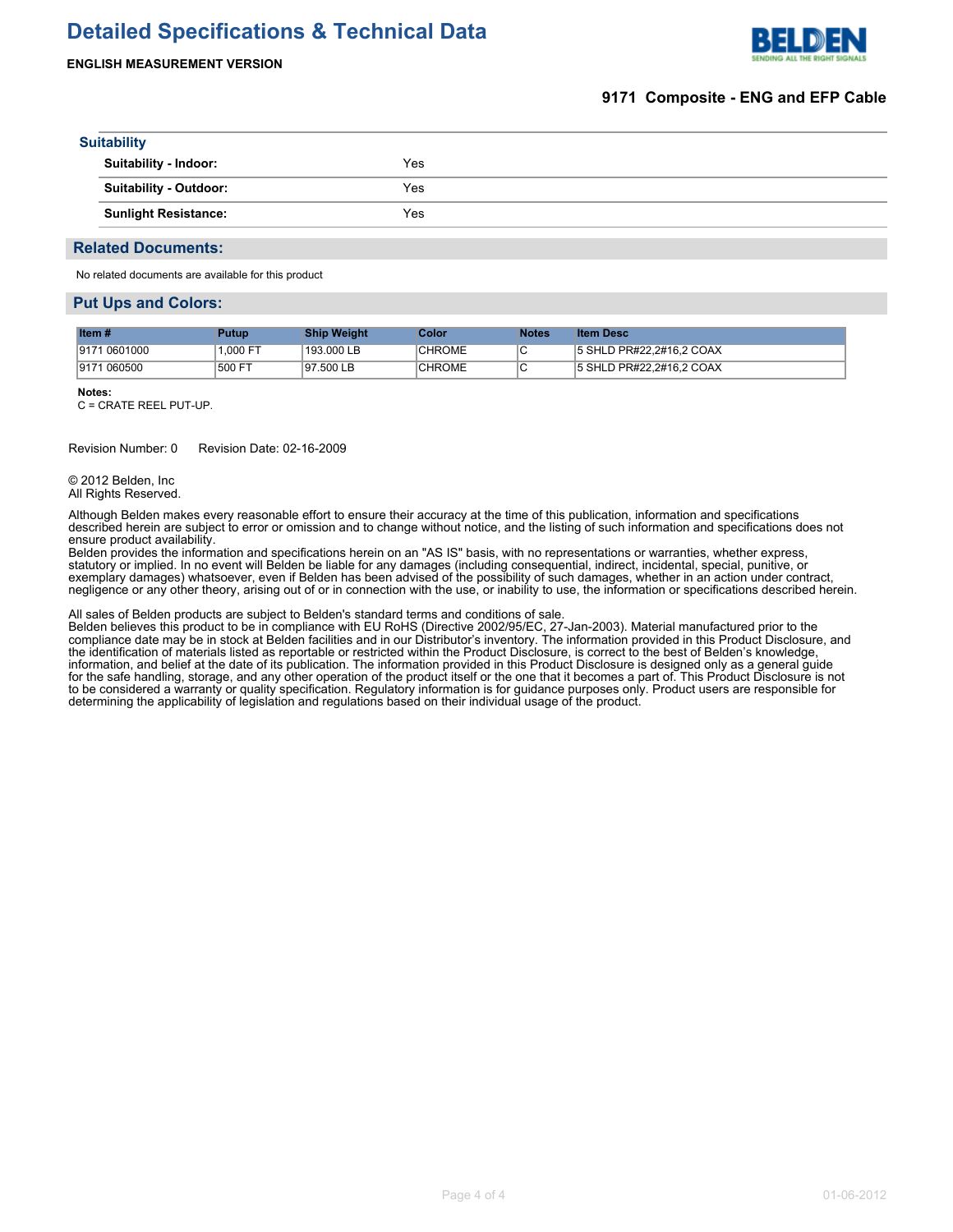## Suitability

| | |
|---|---|
| **Suitability - Indoor:** | Yes |
| **Suitability - Outdoor:** | Yes |
| **Sunlight Resistance:** | Yes |

## Related Documents:

No related documents are available for this product

## Put Ups and Colors:

| Item # | Putup | Ship Weight | Color | Notes | Item Desc |
|---|---|---|---|---|---|
| 9171 0601000 | 1,000 FT | 193.000 LB | CHROME | C | 5 SHLD PR#22,2#16,2 COAX |
| 9171 060500 | 500 FT | 97.500 LB | CHROME | C | 5 SHLD PR#22,2#16,2 COAX |

**Notes:**
C = CRATE REEL PUT-UP.

Revision Number: 0 Revision Date: 02-16-2009

© 2012 Belden, Inc
All Rights Reserved.

Although Belden makes every reasonable effort to ensure their accuracy at the time of this publication, information and specifications described herein are subject to error or omission and to change without notice, and the listing of such information and specifications does not ensure product availability.
Belden provides the information and specifications herein on an "AS IS" basis, with no representations or warranties, whether express, statutory or implied. In no event will Belden be liable for any damages (including consequential, indirect, incidental, special, punitive, or exemplary damages) whatsoever, even if Belden has been advised of the possibility of such damages, whether in an action under contract, negligence or any other theory, arising out of or in connection with the use, or inability to use, the information or specifications described herein.

All sales of Belden products are subject to Belden's standard terms and conditions of sale.
Belden believes this product to be in compliance with EU RoHS (Directive 2002/95/EC, 27-Jan-2003). Material manufactured prior to the compliance date may be in stock at Belden facilities and in our Distributor's inventory. The information provided in this Product Disclosure, and the identification of materials listed as reportable or restricted within the Product Disclosure, is correct to the best of Belden's knowledge, information, and belief at the date of its publication. The information provided in this Product Disclosure is designed only as a general guide for the safe handling, storage, and any other operation of the product itself or the one that it becomes a part of. This Product Disclosure is not to be considered a warranty or quality specification. Regulatory information is for guidance purposes only. Product users are responsible for determining the applicability of legislation and regulations based on their individual usage of the product.